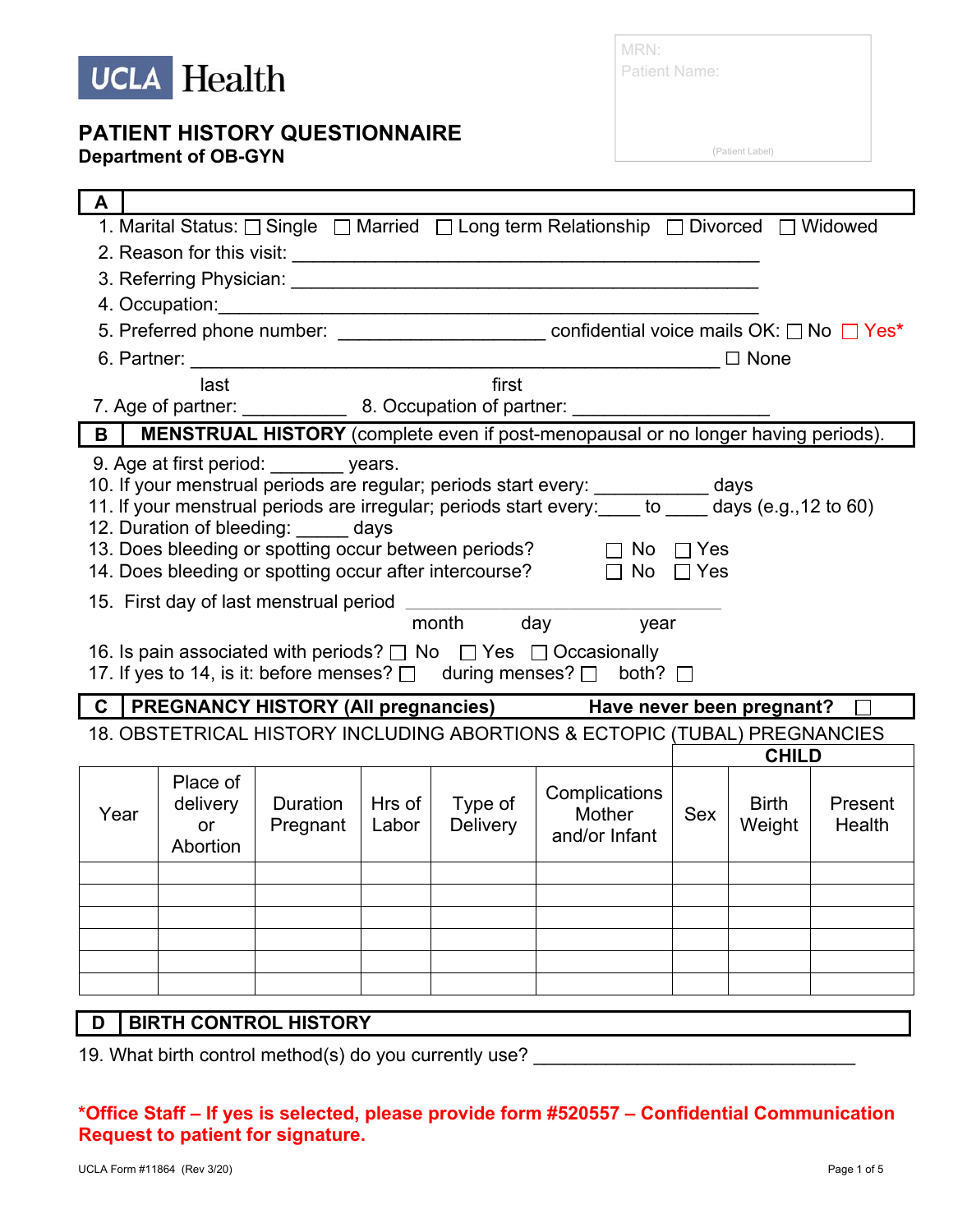UCLA Health

# PATIENT HISTORY QUESTIONNAIRE

**Department of OB-GYN**

MRN:
Patient Name:

(Patient Label)

## A

1. Marital Status: ☐ Single ☐ Married ☐ Long term Relationship ☐ Divorced ☐ Widowed
2. Reason for this visit: ____________________________________________
3. Referring Physician: ____________________________________________
4. Occupation: ____________________________________________
5. Preferred phone number: ____________________ confidential voice mails OK: ☐ No ☐ Yes*
6. Partner: ________________________________________________ ☐ None
   last first
7. Age of partner: __________ 8. Occupation of partner: __________________

## B **MENSTRUAL HISTORY** (complete even if post-menopausal or no longer having periods).

9. Age at first period: _______ years.
10. If your menstrual periods are regular; periods start every: ___________ days
11. If your menstrual periods are irregular; periods start every:____ to ____ days (e.g.,12 to 60)
12. Duration of bleeding: _____ days
13. Does bleeding or spotting occur between periods? ☐ No ☐ Yes
14. Does bleeding or spotting occur after intercourse? ☐ No ☐ Yes
15. First day of last menstrual period ______________________________
    month day year
16. Is pain associated with periods? ☐ No ☐ Yes ☐ Occasionally
17. If yes to 14, is it: before menses? ☐ during menses? ☐ both? ☐

## C **PREGNANCY HISTORY (All pregnancies)** Have never been pregnant? ☐

18. OBSTETRICAL HISTORY INCLUDING ABORTIONS & ECTOPIC (TUBAL) PREGNANCIES

| | | | | | | CHILD | | |
|---|---|---|---|---|---|---|---|---|
| Year | Place of delivery or Abortion | Duration Pregnant | Hrs of Labor | Type of Delivery | Complications Mother and/or Infant | Sex | Birth Weight | Present Health |
| | | | | | | | | |
| | | | | | | | | |
| | | | | | | | | |
| | | | | | | | | |
| | | | | | | | | |
| | | | | | | | | |

## D **BIRTH CONTROL HISTORY**

19. What birth control method(s) do you currently use? ______________________________

**\*Office Staff – If yes is selected, please provide form #520557 – Confidential Communication Request to patient for signature.**

UCLA Form #11864 (Rev 3/20)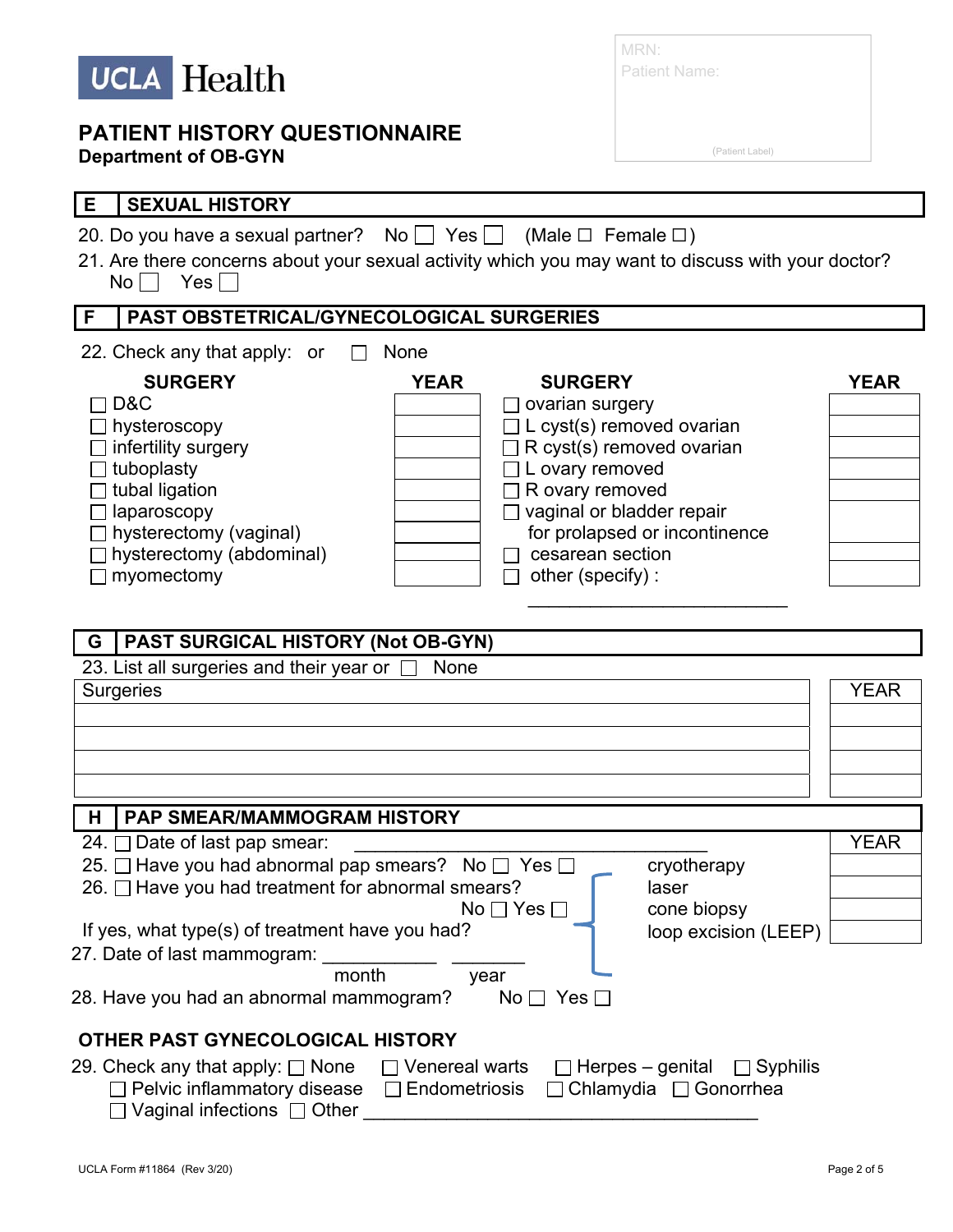# UCLA Health

## PATIENT HISTORY QUESTIONNAIRE
**Department of OB-GYN**

MRN:
Patient Name:

(Patient Label)

## E SEXUAL HISTORY

20. Do you have a sexual partner? No ☐ Yes ☐ (Male ☐ Female ☐)

21. Are there concerns about your sexual activity which you may want to discuss with your doctor?
No ☐ Yes ☐

## F PAST OBSTETRICAL/GYNECOLOGICAL SURGERIES

22. Check any that apply: or ☐ None

| SURGERY | YEAR | SURGERY | YEAR |
|---|---|---|---|
| ☐ D&C | | ☐ ovarian surgery | |
| ☐ hysteroscopy | | ☐ L cyst(s) removed ovarian | |
| ☐ infertility surgery | | ☐ R cyst(s) removed ovarian | |
| ☐ tuboplasty | | ☐ L ovary removed | |
| ☐ tubal ligation | | ☐ R ovary removed | |
| ☐ laparoscopy | | ☐ vaginal or bladder repair for prolapsed or incontinence | |
| ☐ hysterectomy (vaginal) | | | |
| ☐ hysterectomy (abdominal) | | ☐ cesarean section | |
| ☐ myomectomy | | ☐ other (specify) : ___________________________ | |

## G PAST SURGICAL HISTORY (Not OB-GYN)

23. List all surgeries and their year or ☐ None

| Surgeries | YEAR |
|---|---|
| | |
| | |
| | |
| | |

## H PAP SMEAR/MAMMOGRAM HISTORY

24. ☐ Date of last pap smear: ___________________________________

25. ☐ Have you had abnormal pap smears? No ☐ Yes ☐

26. ☐ Have you had treatment for abnormal smears? No ☐ Yes ☐

If yes, what type(s) of treatment have you had?

| Treatment | YEAR |
|---|---|
| cryotherapy | |
| laser | |
| cone biopsy | |
| loop excision (LEEP) | |

27. Date of last mammogram: ___________ (month) _______ (year)

28. Have you had an abnormal mammogram? No ☐ Yes ☐

### OTHER PAST GYNECOLOGICAL HISTORY

29. Check any that apply: ☐ None ☐ Venereal warts ☐ Herpes – genital ☐ Syphilis
☐ Pelvic inflammatory disease ☐ Endometriosis ☐ Chlamydia ☐ Gonorrhea
☐ Vaginal infections ☐ Other ________________________________________

UCLA Form #11864 (Rev 3/20)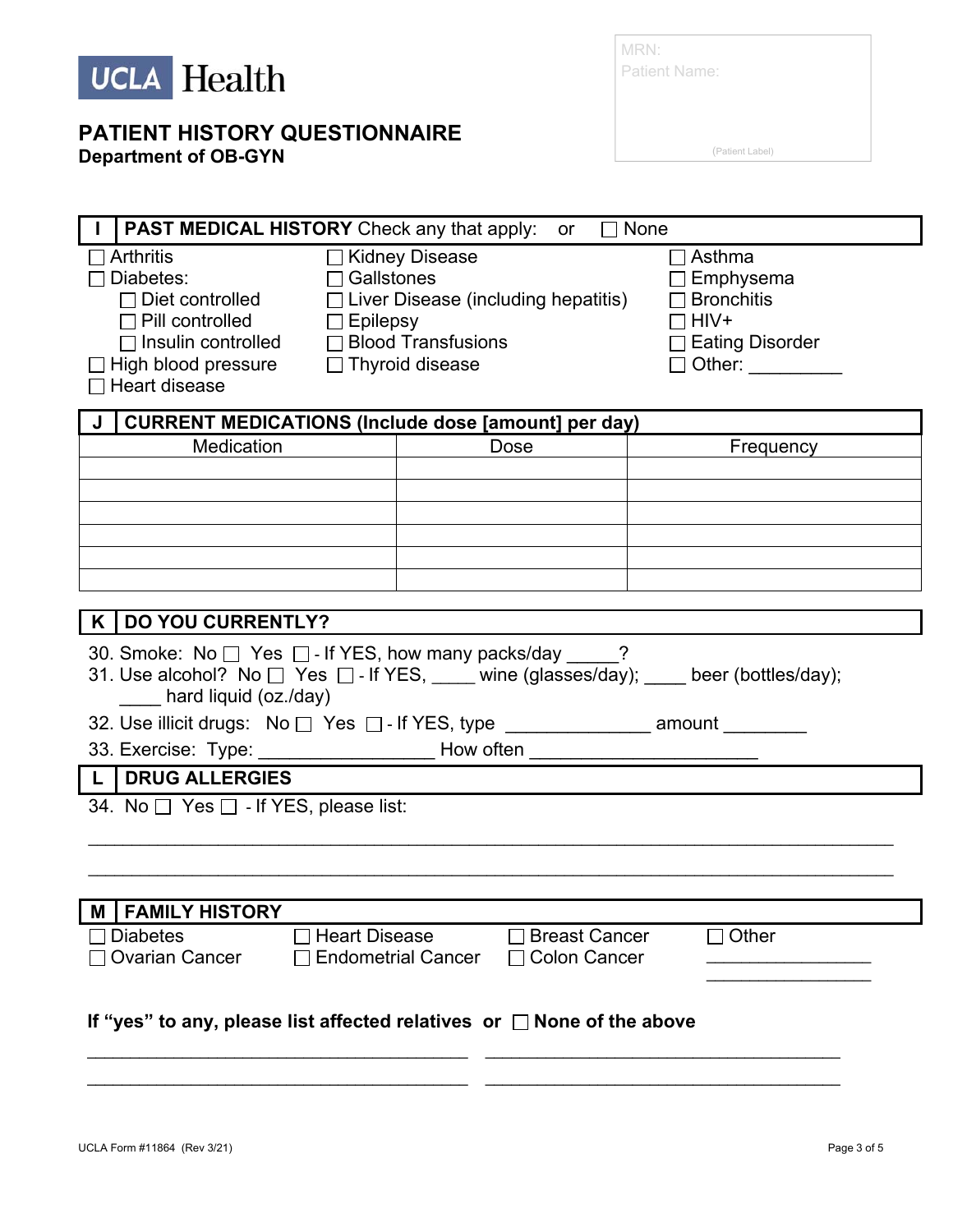UCLA Health

# PATIENT HISTORY QUESTIONNAIRE

**Department of OB-GYN**

MRN:
Patient Name:

(Patient Label)

## I PAST MEDICAL HISTORY Check any that apply: or ☐ None

- ☐ Arthritis
- ☐ Diabetes:
  - ☐ Diet controlled
  - ☐ Pill controlled
  - ☐ Insulin controlled
- ☐ High blood pressure
- ☐ Heart disease
- ☐ Kidney Disease
- ☐ Gallstones
- ☐ Liver Disease (including hepatitis)
- ☐ Epilepsy
- ☐ Blood Transfusions
- ☐ Thyroid disease
- ☐ Asthma
- ☐ Emphysema
- ☐ Bronchitis
- ☐ HIV+
- ☐ Eating Disorder
- ☐ Other: _________

## J CURRENT MEDICATIONS (Include dose [amount] per day)

| Medication | Dose | Frequency |
|---|---|---|
| | | |
| | | |
| | | |
| | | |
| | | |
| | | |

## K DO YOU CURRENTLY?

30. Smoke: No ☐ Yes ☐ - If YES, how many packs/day _____?

31. Use alcohol? No ☐ Yes ☐ - If YES, ____ wine (glasses/day); ____ beer (bottles/day); ____ hard liquid (oz./day)

32. Use illicit drugs: No ☐ Yes ☐ - If YES, type ______________ amount ________

33. Exercise: Type: ________________ How often _____________________

## L DRUG ALLERGIES

34. No ☐ Yes ☐ - If YES, please list:

______________________________________________________________________________

______________________________________________________________________________

## M FAMILY HISTORY

- ☐ Diabetes
- ☐ Ovarian Cancer
- ☐ Heart Disease
- ☐ Endometrial Cancer
- ☐ Breast Cancer
- ☐ Colon Cancer
- ☐ Other ________________ ________________

**If "yes" to any, please list affected relatives or** ☐ **None of the above**

____________________________________ ____________________________________

____________________________________ ____________________________________

UCLA Form #11864 (Rev 3/21)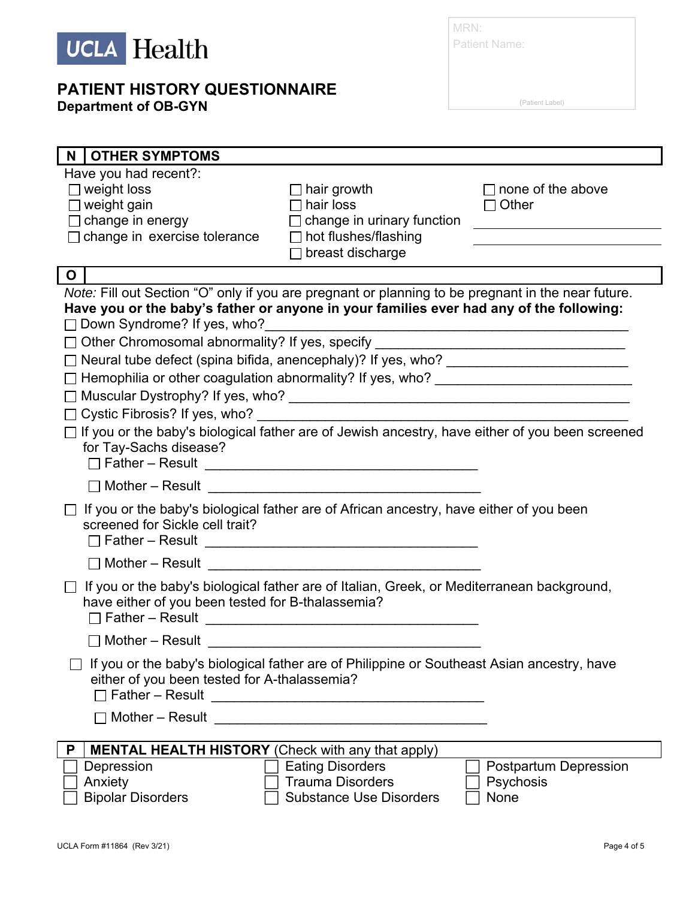# UCLA Health

## PATIENT HISTORY QUESTIONNAIRE
**Department of OB-GYN**

MRN:
Patient Name:

(Patient Label)

| N | OTHER SYMPTOMS |
|---|---|

Have you had recent?:

- ☐ weight loss
- ☐ weight gain
- ☐ change in energy
- ☐ change in exercise tolerance
- ☐ hair growth
- ☐ hair loss
- ☐ change in urinary function
- ☐ hot flushes/flashing
- ☐ breast discharge
- ☐ none of the above
- ☐ Other ______________________
  ______________________

| O | |
|---|---|

*Note:* Fill out Section "O" only if you are pregnant or planning to be pregnant in the near future.

**Have you or the baby's father or anyone in your families ever had any of the following:**

- ☐ Down Syndrome? If yes, who?______________________________________________
- ☐ Other Chromosomal abnormality? If yes, specify ______________________________
- ☐ Neural tube defect (spina bifida, anencephaly)? If yes, who? ______________________
- ☐ Hemophilia or other coagulation abnormality? If yes, who? ________________________
- ☐ Muscular Dystrophy? If yes, who? ______________________________________________
- ☐ Cystic Fibrosis? If yes, who? _________________________________________________
- ☐ If you or the baby's biological father are of Jewish ancestry, have either of you been screened for Tay-Sachs disease?
  - ☐ Father – Result ___________________________________
  - ☐ Mother – Result ___________________________________
- ☐ If you or the baby's biological father are of African ancestry, have either of you been screened for Sickle cell trait?
  - ☐ Father – Result ___________________________________
  - ☐ Mother – Result ___________________________________
- ☐ If you or the baby's biological father are of Italian, Greek, or Mediterranean background, have either of you been tested for B-thalassemia?
  - ☐ Father – Result ___________________________________
  - ☐ Mother – Result ___________________________________
- ☐ If you or the baby's biological father are of Philippine or Southeast Asian ancestry, have either of you been tested for A-thalassemia?
  - ☐ Father – Result ___________________________________
  - ☐ Mother – Result ___________________________________

| P | **MENTAL HEALTH HISTORY** (Check with any that apply) |
|---|---|

- ☐ Depression
- ☐ Anxiety
- ☐ Bipolar Disorders
- ☐ Eating Disorders
- ☐ Trauma Disorders
- ☐ Substance Use Disorders
- ☐ Postpartum Depression
- ☐ Psychosis
- ☐ None

UCLA Form #11864 (Rev 3/21)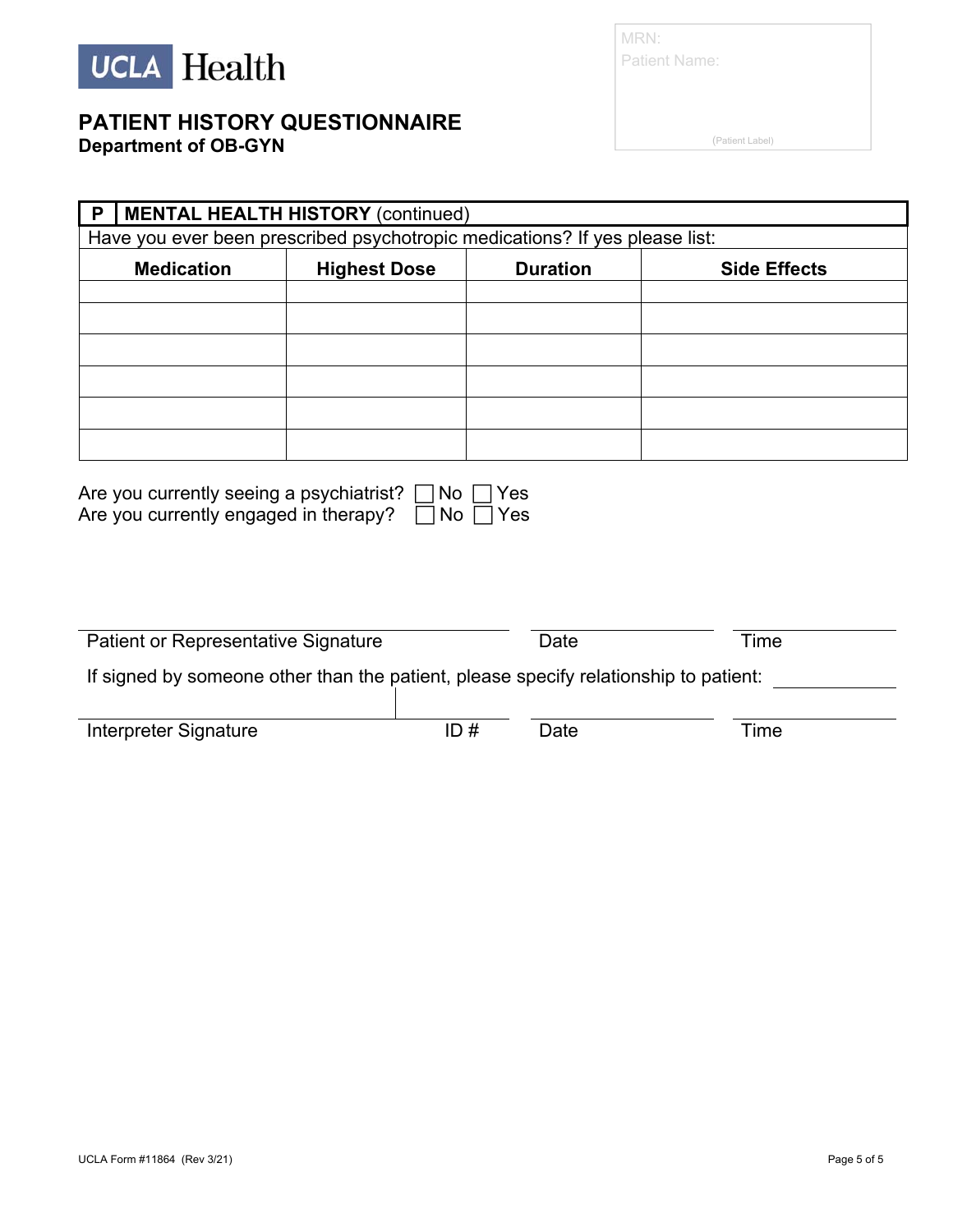UCLA Health

MRN:
Patient Name:

(Patient Label)

# PATIENT HISTORY QUESTIONNAIRE
**Department of OB-GYN**

## P | MENTAL HEALTH HISTORY (continued)

Have you ever been prescribed psychotropic medications? If yes please list:

| Medication | Highest Dose | Duration | Side Effects |
|---|---|---|---|
| | | | |
| | | | |
| | | | |
| | | | |
| | | | |
| | | | |

Are you currently seeing a psychiatrist? ☐ No ☐ Yes
Are you currently engaged in therapy? ☐ No ☐ Yes

Patient or Representative Signature ______ Date ______ Time ______

If signed by someone other than the patient, please specify relationship to patient: ______

Interpreter Signature ______ ID # ______ Date ______ Time ______

UCLA Form #11864 (Rev 3/21)